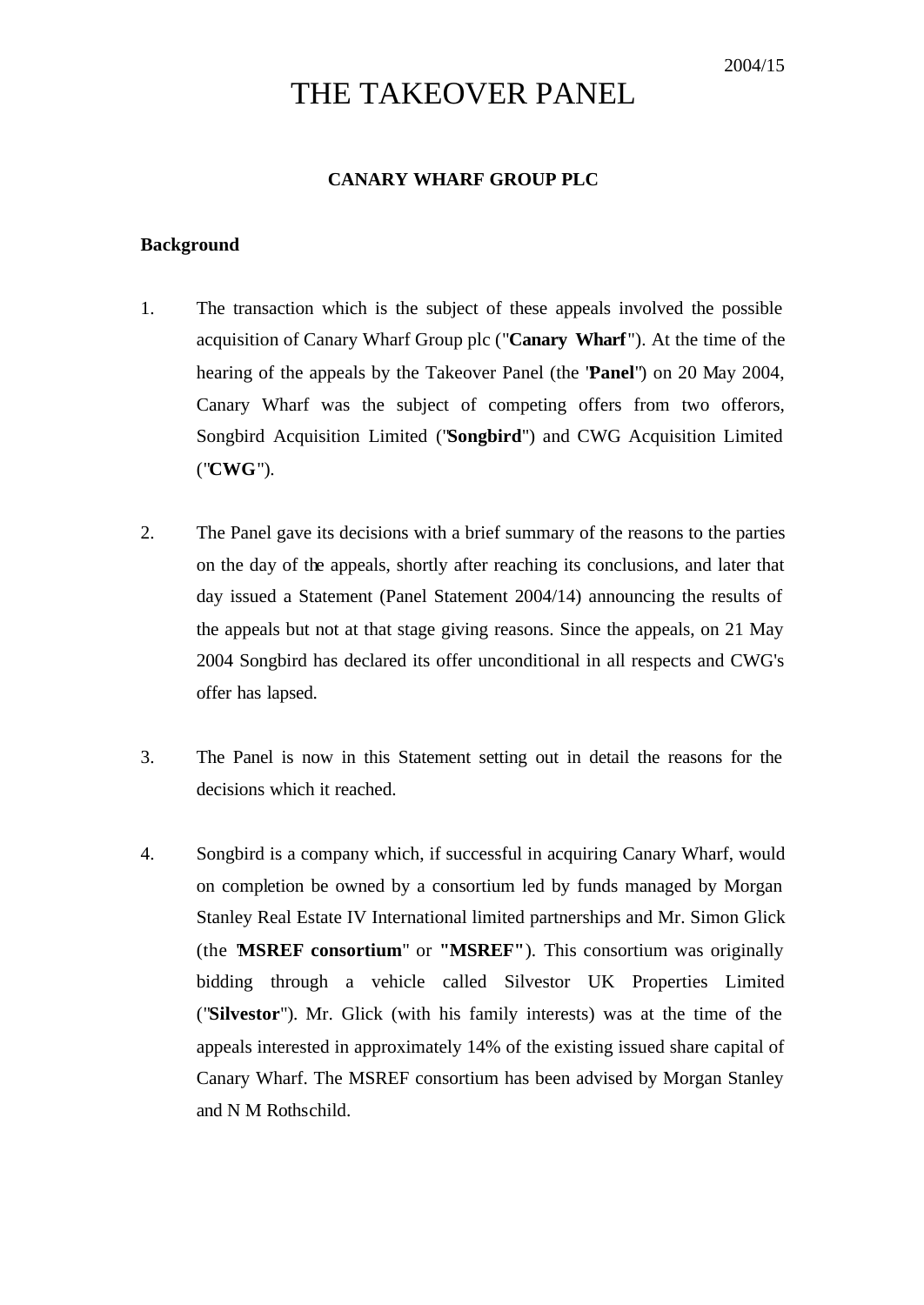2004/15

# THE TAKEOVER PANEL

## CANARY WHARF GROUP PLC

### Background

1. The transaction which is the subject of these appeals involved the possible acquisition of Canary Wharf Group plc ("**Canary Wharf**"). At the time of the hearing of the appeals by the Takeover Panel (the "**Panel**") on 20 May 2004, Canary Wharf was the subject of competing offers from two offerors, Songbird Acquisition Limited ("**Songbird**") and CWG Acquisition Limited ("**CWG**").

2. The Panel gave its decisions with a brief summary of the reasons to the parties on the day of the appeals, shortly after reaching its conclusions, and later that day issued a Statement (Panel Statement 2004/14) announcing the results of the appeals but not at that stage giving reasons. Since the appeals, on 21 May 2004 Songbird has declared its offer unconditional in all respects and CWG's offer has lapsed.

3. The Panel is now in this Statement setting out in detail the reasons for the decisions which it reached.

4. Songbird is a company which, if successful in acquiring Canary Wharf, would on completion be owned by a consortium led by funds managed by Morgan Stanley Real Estate IV International limited partnerships and Mr. Simon Glick (the "**MSREF consortium**" or **"MSREF"**). This consortium was originally bidding through a vehicle called Silvestor UK Properties Limited ("**Silvestor**"). Mr. Glick (with his family interests) was at the time of the appeals interested in approximately 14% of the existing issued share capital of Canary Wharf. The MSREF consortium has been advised by Morgan Stanley and N M Rothschild.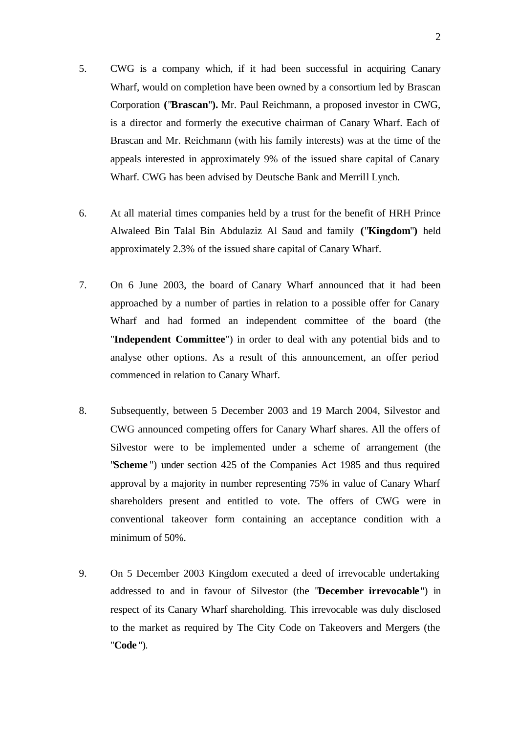5. CWG is a company which, if it had been successful in acquiring Canary Wharf, would on completion have been owned by a consortium led by Brascan Corporation **("Brascan").** Mr. Paul Reichmann, a proposed investor in CWG, is a director and formerly the executive chairman of Canary Wharf. Each of Brascan and Mr. Reichmann (with his family interests) was at the time of the appeals interested in approximately 9% of the issued share capital of Canary Wharf. CWG has been advised by Deutsche Bank and Merrill Lynch.

6. At all material times companies held by a trust for the benefit of HRH Prince Alwaleed Bin Talal Bin Abdulaziz Al Saud and family **("Kingdom")** held approximately 2.3% of the issued share capital of Canary Wharf.

7. On 6 June 2003, the board of Canary Wharf announced that it had been approached by a number of parties in relation to a possible offer for Canary Wharf and had formed an independent committee of the board (the "**Independent Committee**") in order to deal with any potential bids and to analyse other options. As a result of this announcement, an offer period commenced in relation to Canary Wharf.

8. Subsequently, between 5 December 2003 and 19 March 2004, Silvestor and CWG announced competing offers for Canary Wharf shares. All the offers of Silvestor were to be implemented under a scheme of arrangement (the "**Scheme**") under section 425 of the Companies Act 1985 and thus required approval by a majority in number representing 75% in value of Canary Wharf shareholders present and entitled to vote. The offers of CWG were in conventional takeover form containing an acceptance condition with a minimum of 50%.

9. On 5 December 2003 Kingdom executed a deed of irrevocable undertaking addressed to and in favour of Silvestor (the "**December irrevocable**") in respect of its Canary Wharf shareholding. This irrevocable was duly disclosed to the market as required by The City Code on Takeovers and Mergers (the "**Code**").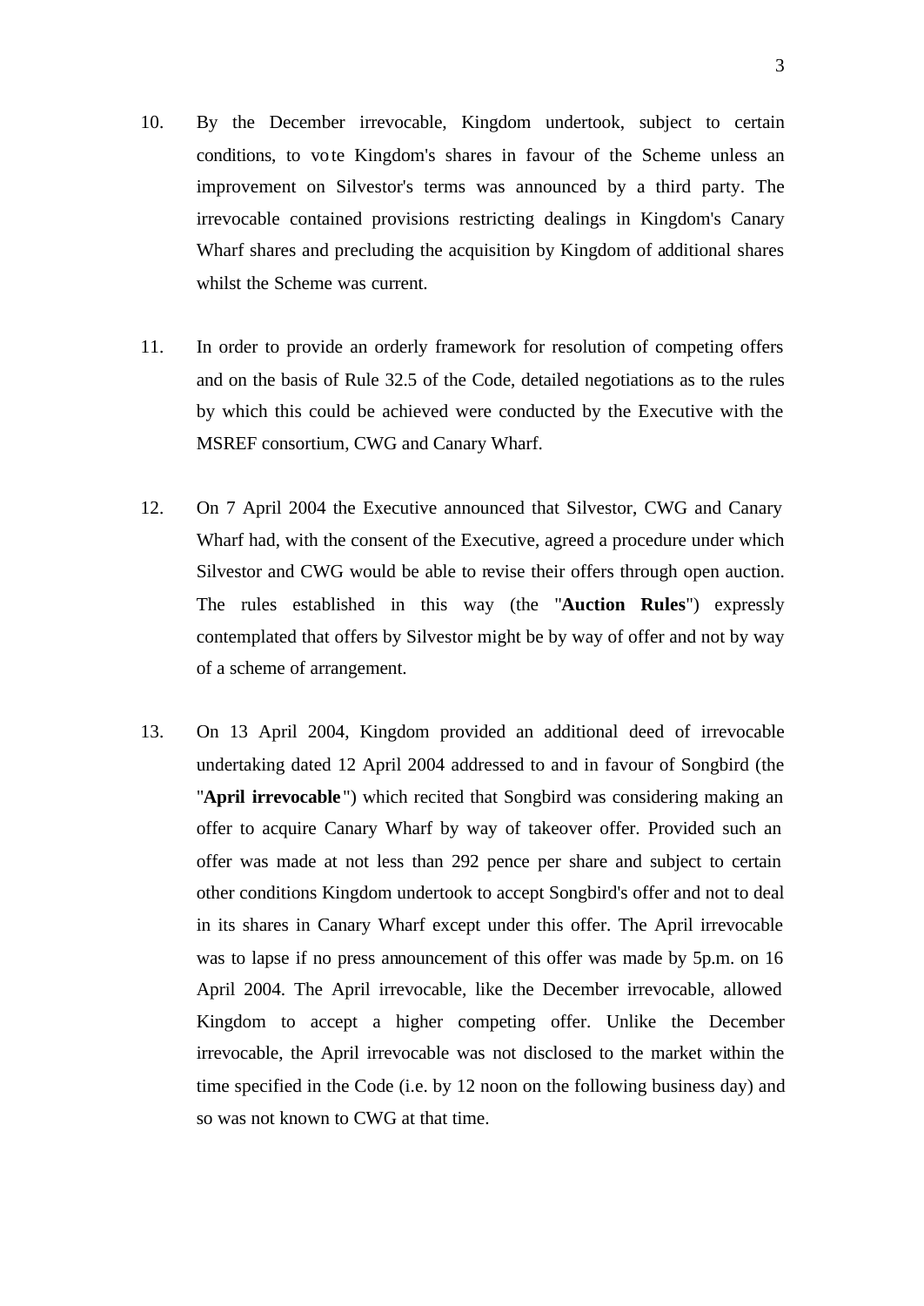10. By the December irrevocable, Kingdom undertook, subject to certain conditions, to vote Kingdom's shares in favour of the Scheme unless an improvement on Silvestor's terms was announced by a third party. The irrevocable contained provisions restricting dealings in Kingdom's Canary Wharf shares and precluding the acquisition by Kingdom of additional shares whilst the Scheme was current.

11. In order to provide an orderly framework for resolution of competing offers and on the basis of Rule 32.5 of the Code, detailed negotiations as to the rules by which this could be achieved were conducted by the Executive with the MSREF consortium, CWG and Canary Wharf.

12. On 7 April 2004 the Executive announced that Silvestor, CWG and Canary Wharf had, with the consent of the Executive, agreed a procedure under which Silvestor and CWG would be able to revise their offers through open auction. The rules established in this way (the "**Auction Rules**") expressly contemplated that offers by Silvestor might be by way of offer and not by way of a scheme of arrangement.

13. On 13 April 2004, Kingdom provided an additional deed of irrevocable undertaking dated 12 April 2004 addressed to and in favour of Songbird (the "**April irrevocable**") which recited that Songbird was considering making an offer to acquire Canary Wharf by way of takeover offer. Provided such an offer was made at not less than 292 pence per share and subject to certain other conditions Kingdom undertook to accept Songbird's offer and not to deal in its shares in Canary Wharf except under this offer. The April irrevocable was to lapse if no press announcement of this offer was made by 5p.m. on 16 April 2004. The April irrevocable, like the December irrevocable, allowed Kingdom to accept a higher competing offer. Unlike the December irrevocable, the April irrevocable was not disclosed to the market within the time specified in the Code (i.e. by 12 noon on the following business day) and so was not known to CWG at that time.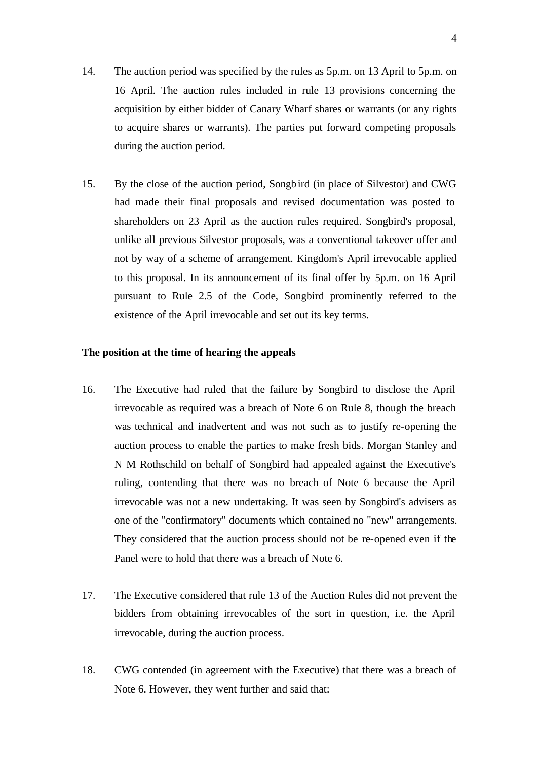14. The auction period was specified by the rules as 5p.m. on 13 April to 5p.m. on 16 April. The auction rules included in rule 13 provisions concerning the acquisition by either bidder of Canary Wharf shares or warrants (or any rights to acquire shares or warrants). The parties put forward competing proposals during the auction period.

15. By the close of the auction period, Songbird (in place of Silvestor) and CWG had made their final proposals and revised documentation was posted to shareholders on 23 April as the auction rules required. Songbird's proposal, unlike all previous Silvestor proposals, was a conventional takeover offer and not by way of a scheme of arrangement. Kingdom's April irrevocable applied to this proposal. In its announcement of its final offer by 5p.m. on 16 April pursuant to Rule 2.5 of the Code, Songbird prominently referred to the existence of the April irrevocable and set out its key terms.

**The position at the time of hearing the appeals**

16. The Executive had ruled that the failure by Songbird to disclose the April irrevocable as required was a breach of Note 6 on Rule 8, though the breach was technical and inadvertent and was not such as to justify re-opening the auction process to enable the parties to make fresh bids. Morgan Stanley and N M Rothschild on behalf of Songbird had appealed against the Executive's ruling, contending that there was no breach of Note 6 because the April irrevocable was not a new undertaking. It was seen by Songbird's advisers as one of the "confirmatory" documents which contained no "new" arrangements. They considered that the auction process should not be re-opened even if the Panel were to hold that there was a breach of Note 6.

17. The Executive considered that rule 13 of the Auction Rules did not prevent the bidders from obtaining irrevocables of the sort in question, i.e. the April irrevocable, during the auction process.

18. CWG contended (in agreement with the Executive) that there was a breach of Note 6. However, they went further and said that: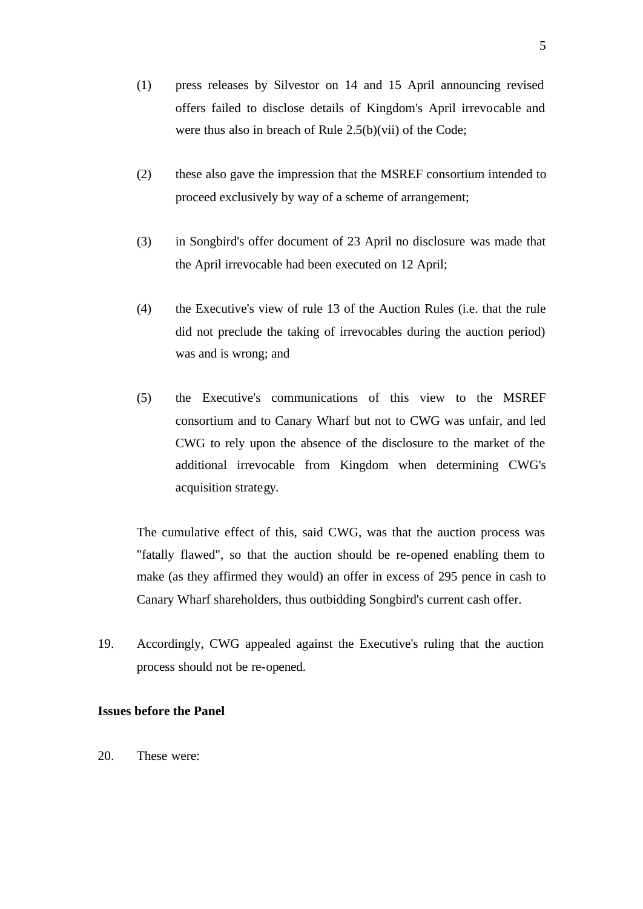(1) press releases by Silvestor on 14 and 15 April announcing revised offers failed to disclose details of Kingdom's April irrevocable and were thus also in breach of Rule 2.5(b)(vii) of the Code;

(2) these also gave the impression that the MSREF consortium intended to proceed exclusively by way of a scheme of arrangement;

(3) in Songbird's offer document of 23 April no disclosure was made that the April irrevocable had been executed on 12 April;

(4) the Executive's view of rule 13 of the Auction Rules (i.e. that the rule did not preclude the taking of irrevocables during the auction period) was and is wrong; and

(5) the Executive's communications of this view to the MSREF consortium and to Canary Wharf but not to CWG was unfair, and led CWG to rely upon the absence of the disclosure to the market of the additional irrevocable from Kingdom when determining CWG's acquisition strategy.

The cumulative effect of this, said CWG, was that the auction process was "fatally flawed", so that the auction should be re-opened enabling them to make (as they affirmed they would) an offer in excess of 295 pence in cash to Canary Wharf shareholders, thus outbidding Songbird's current cash offer.

19. Accordingly, CWG appealed against the Executive's ruling that the auction process should not be re-opened.

**Issues before the Panel**

20. These were: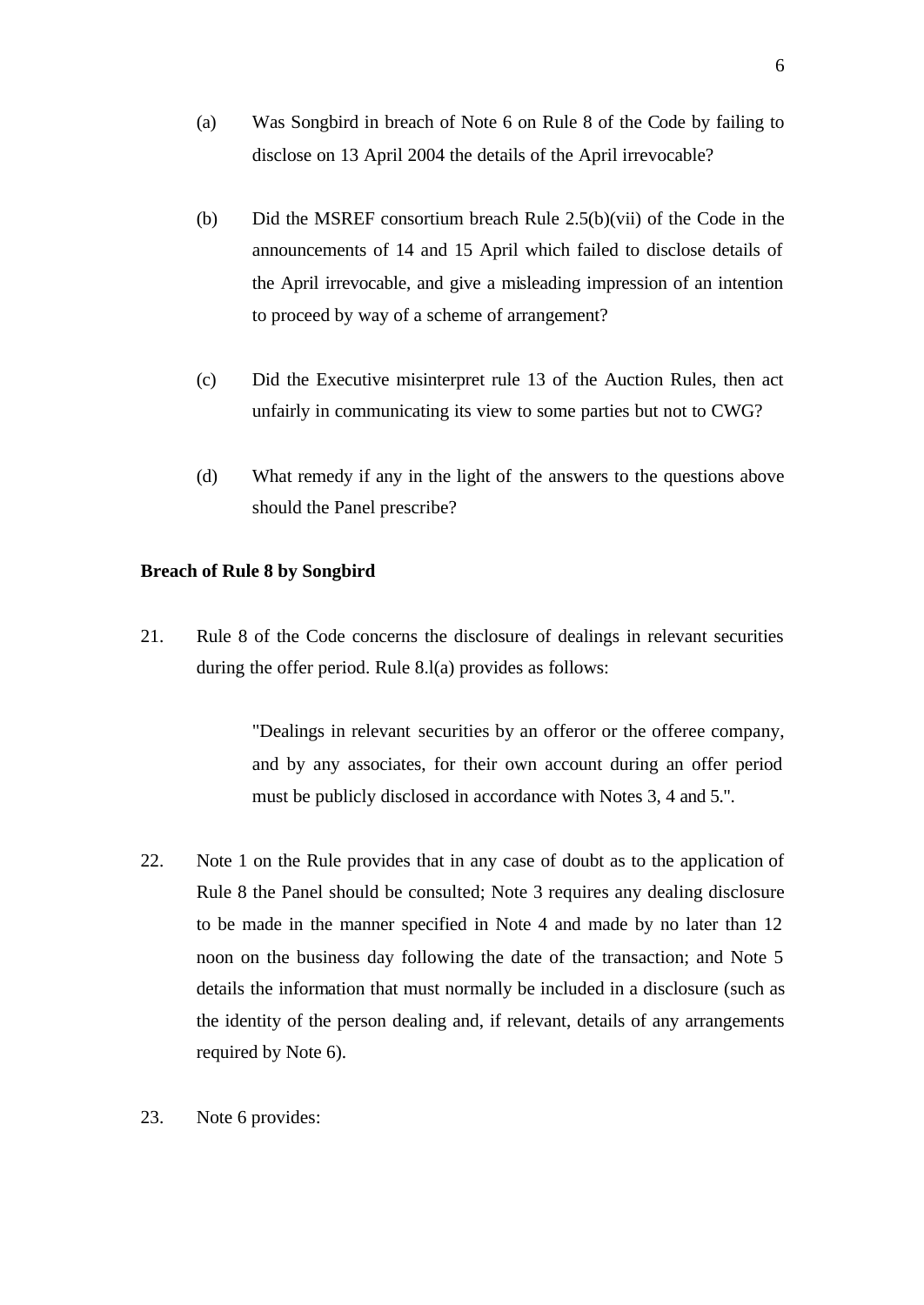(a) Was Songbird in breach of Note 6 on Rule 8 of the Code by failing to disclose on 13 April 2004 the details of the April irrevocable?

(b) Did the MSREF consortium breach Rule 2.5(b)(vii) of the Code in the announcements of 14 and 15 April which failed to disclose details of the April irrevocable, and give a misleading impression of an intention to proceed by way of a scheme of arrangement?

(c) Did the Executive misinterpret rule 13 of the Auction Rules, then act unfairly in communicating its view to some parties but not to CWG?

(d) What remedy if any in the light of the answers to the questions above should the Panel prescribe?

**Breach of Rule 8 by Songbird**

21. Rule 8 of the Code concerns the disclosure of dealings in relevant securities during the offer period. Rule 8.l(a) provides as follows:

> "Dealings in relevant securities by an offeror or the offeree company, and by any associates, for their own account during an offer period must be publicly disclosed in accordance with Notes 3, 4 and 5.".

22. Note 1 on the Rule provides that in any case of doubt as to the application of Rule 8 the Panel should be consulted; Note 3 requires any dealing disclosure to be made in the manner specified in Note 4 and made by no later than 12 noon on the business day following the date of the transaction; and Note 5 details the information that must normally be included in a disclosure (such as the identity of the person dealing and, if relevant, details of any arrangements required by Note 6).

23. Note 6 provides: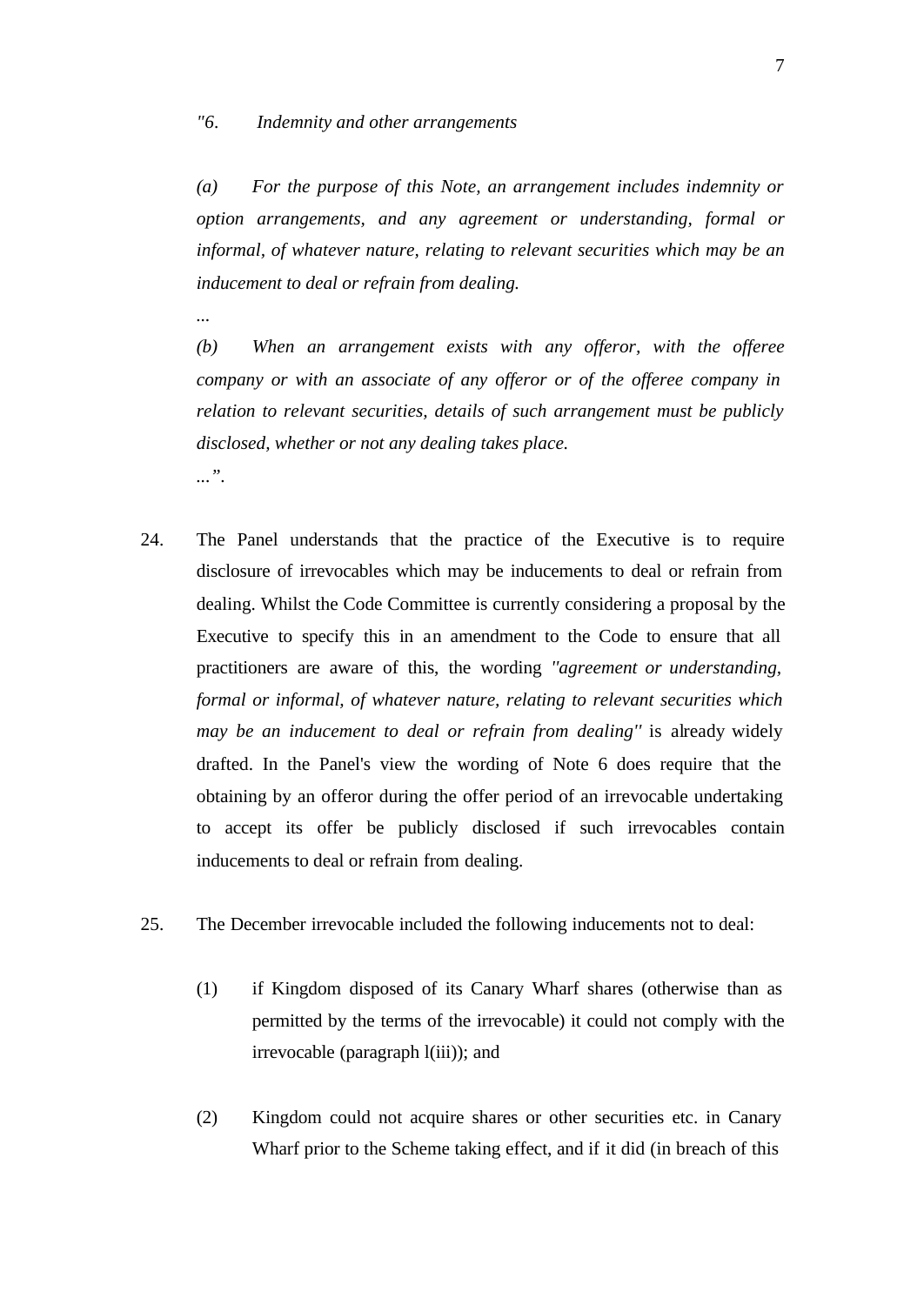*"6. Indemnity and other arrangements*

*(a) For the purpose of this Note, an arrangement includes indemnity or option arrangements, and any agreement or understanding, formal or informal, of whatever nature, relating to relevant securities which may be an inducement to deal or refrain from dealing.*

...

*(b) When an arrangement exists with any offeror, with the offeree company or with an associate of any offeror or of the offeree company in relation to relevant securities, details of such arrangement must be publicly disclosed, whether or not any dealing takes place.*

...".

24. The Panel understands that the practice of the Executive is to require disclosure of irrevocables which may be inducements to deal or refrain from dealing. Whilst the Code Committee is currently considering a proposal by the Executive to specify this in an amendment to the Code to ensure that all practitioners are aware of this, the wording *"agreement or understanding, formal or informal, of whatever nature, relating to relevant securities which may be an inducement to deal or refrain from dealing"* is already widely drafted. In the Panel's view the wording of Note 6 does require that the obtaining by an offeror during the offer period of an irrevocable undertaking to accept its offer be publicly disclosed if such irrevocables contain inducements to deal or refrain from dealing.

25. The December irrevocable included the following inducements not to deal:

    (1) if Kingdom disposed of its Canary Wharf shares (otherwise than as permitted by the terms of the irrevocable) it could not comply with the irrevocable (paragraph l(iii)); and

    (2) Kingdom could not acquire shares or other securities etc. in Canary Wharf prior to the Scheme taking effect, and if it did (in breach of this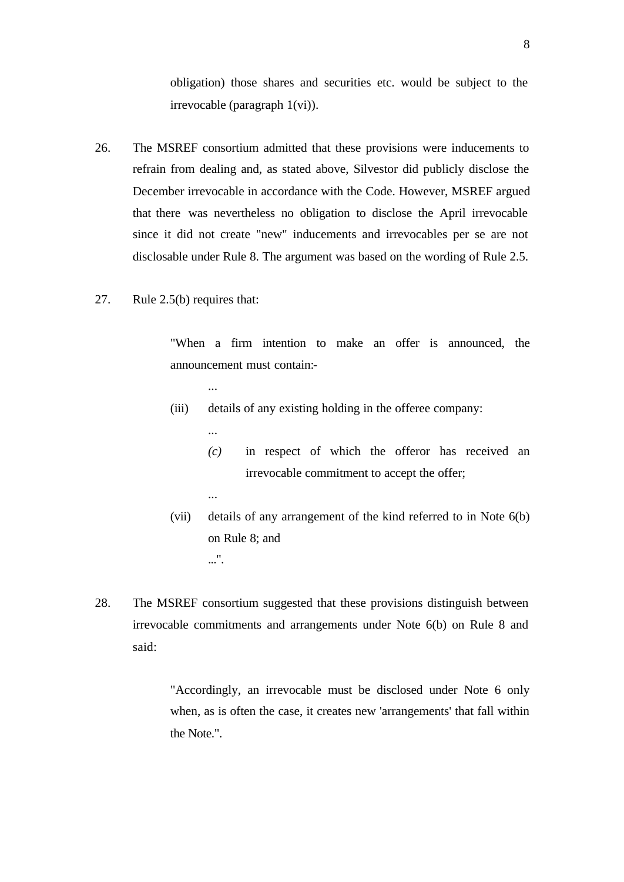obligation) those shares and securities etc. would be subject to the irrevocable (paragraph 1(vi)).

26. The MSREF consortium admitted that these provisions were inducements to refrain from dealing and, as stated above, Silvestor did publicly disclose the December irrevocable in accordance with the Code. However, MSREF argued that there was nevertheless no obligation to disclose the April irrevocable since it did not create "new" inducements and irrevocables per se are not disclosable under Rule 8. The argument was based on the wording of Rule 2.5.

27. Rule 2.5(b) requires that:

> "When a firm intention to make an offer is announced, the announcement must contain:-
>
> ...
>
> (iii) details of any existing holding in the offeree company:
>
> ...
>
> *(c)* in respect of which the offeror has received an irrevocable commitment to accept the offer;
>
> ...
>
> (vii) details of any arrangement of the kind referred to in Note 6(b) on Rule 8; and
>
> ...".

28. The MSREF consortium suggested that these provisions distinguish between irrevocable commitments and arrangements under Note 6(b) on Rule 8 and said:

> "Accordingly, an irrevocable must be disclosed under Note 6 only when, as is often the case, it creates new 'arrangements' that fall within the Note.".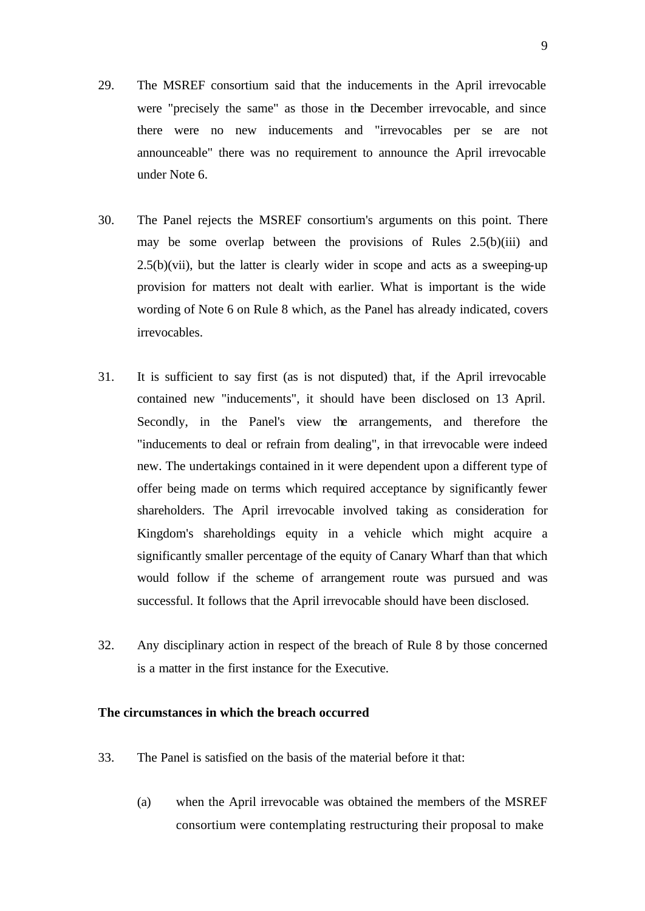29. The MSREF consortium said that the inducements in the April irrevocable were "precisely the same" as those in the December irrevocable, and since there were no new inducements and "irrevocables per se are not announceable" there was no requirement to announce the April irrevocable under Note 6.

30. The Panel rejects the MSREF consortium's arguments on this point. There may be some overlap between the provisions of Rules 2.5(b)(iii) and 2.5(b)(vii), but the latter is clearly wider in scope and acts as a sweeping-up provision for matters not dealt with earlier. What is important is the wide wording of Note 6 on Rule 8 which, as the Panel has already indicated, covers irrevocables.

31. It is sufficient to say first (as is not disputed) that, if the April irrevocable contained new "inducements", it should have been disclosed on 13 April. Secondly, in the Panel's view the arrangements, and therefore the "inducements to deal or refrain from dealing", in that irrevocable were indeed new. The undertakings contained in it were dependent upon a different type of offer being made on terms which required acceptance by significantly fewer shareholders. The April irrevocable involved taking as consideration for Kingdom's shareholdings equity in a vehicle which might acquire a significantly smaller percentage of the equity of Canary Wharf than that which would follow if the scheme of arrangement route was pursued and was successful. It follows that the April irrevocable should have been disclosed.

32. Any disciplinary action in respect of the breach of Rule 8 by those concerned is a matter in the first instance for the Executive.

**The circumstances in which the breach occurred**

33. The Panel is satisfied on the basis of the material before it that:

    (a) when the April irrevocable was obtained the members of the MSREF consortium were contemplating restructuring their proposal to make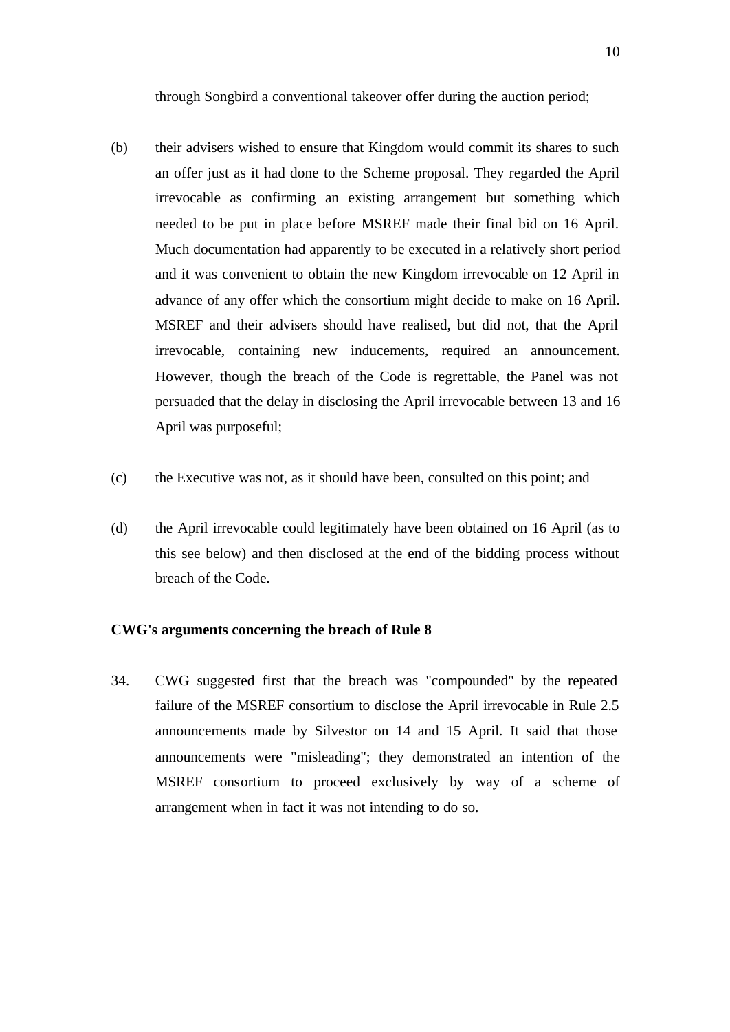through Songbird a conventional takeover offer during the auction period;

(b) their advisers wished to ensure that Kingdom would commit its shares to such an offer just as it had done to the Scheme proposal. They regarded the April irrevocable as confirming an existing arrangement but something which needed to be put in place before MSREF made their final bid on 16 April. Much documentation had apparently to be executed in a relatively short period and it was convenient to obtain the new Kingdom irrevocable on 12 April in advance of any offer which the consortium might decide to make on 16 April. MSREF and their advisers should have realised, but did not, that the April irrevocable, containing new inducements, required an announcement. However, though the breach of the Code is regrettable, the Panel was not persuaded that the delay in disclosing the April irrevocable between 13 and 16 April was purposeful;

(c) the Executive was not, as it should have been, consulted on this point; and

(d) the April irrevocable could legitimately have been obtained on 16 April (as to this see below) and then disclosed at the end of the bidding process without breach of the Code.

**CWG's arguments concerning the breach of Rule 8**

34. CWG suggested first that the breach was "compounded" by the repeated failure of the MSREF consortium to disclose the April irrevocable in Rule 2.5 announcements made by Silvestor on 14 and 15 April. It said that those announcements were "misleading"; they demonstrated an intention of the MSREF consortium to proceed exclusively by way of a scheme of arrangement when in fact it was not intending to do so.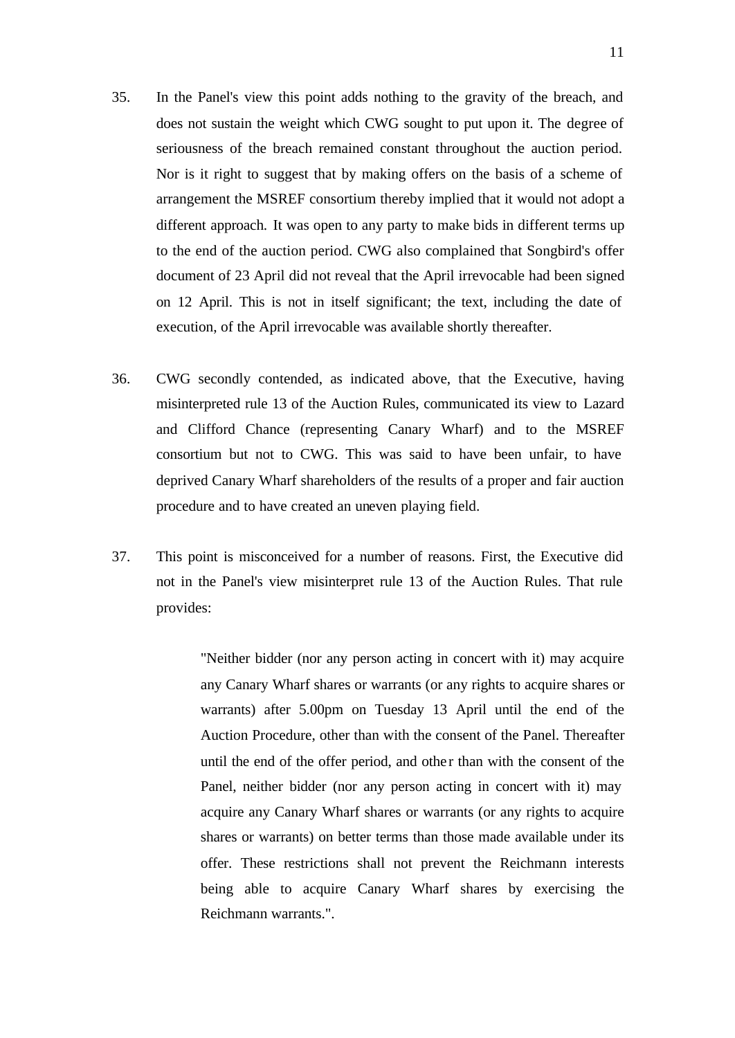35. In the Panel's view this point adds nothing to the gravity of the breach, and does not sustain the weight which CWG sought to put upon it. The degree of seriousness of the breach remained constant throughout the auction period. Nor is it right to suggest that by making offers on the basis of a scheme of arrangement the MSREF consortium thereby implied that it would not adopt a different approach. It was open to any party to make bids in different terms up to the end of the auction period. CWG also complained that Songbird's offer document of 23 April did not reveal that the April irrevocable had been signed on 12 April. This is not in itself significant; the text, including the date of execution, of the April irrevocable was available shortly thereafter.

36. CWG secondly contended, as indicated above, that the Executive, having misinterpreted rule 13 of the Auction Rules, communicated its view to Lazard and Clifford Chance (representing Canary Wharf) and to the MSREF consortium but not to CWG. This was said to have been unfair, to have deprived Canary Wharf shareholders of the results of a proper and fair auction procedure and to have created an uneven playing field.

37. This point is misconceived for a number of reasons. First, the Executive did not in the Panel's view misinterpret rule 13 of the Auction Rules. That rule provides:

> "Neither bidder (nor any person acting in concert with it) may acquire any Canary Wharf shares or warrants (or any rights to acquire shares or warrants) after 5.00pm on Tuesday 13 April until the end of the Auction Procedure, other than with the consent of the Panel. Thereafter until the end of the offer period, and other than with the consent of the Panel, neither bidder (nor any person acting in concert with it) may acquire any Canary Wharf shares or warrants (or any rights to acquire shares or warrants) on better terms than those made available under its offer. These restrictions shall not prevent the Reichmann interests being able to acquire Canary Wharf shares by exercising the Reichmann warrants.".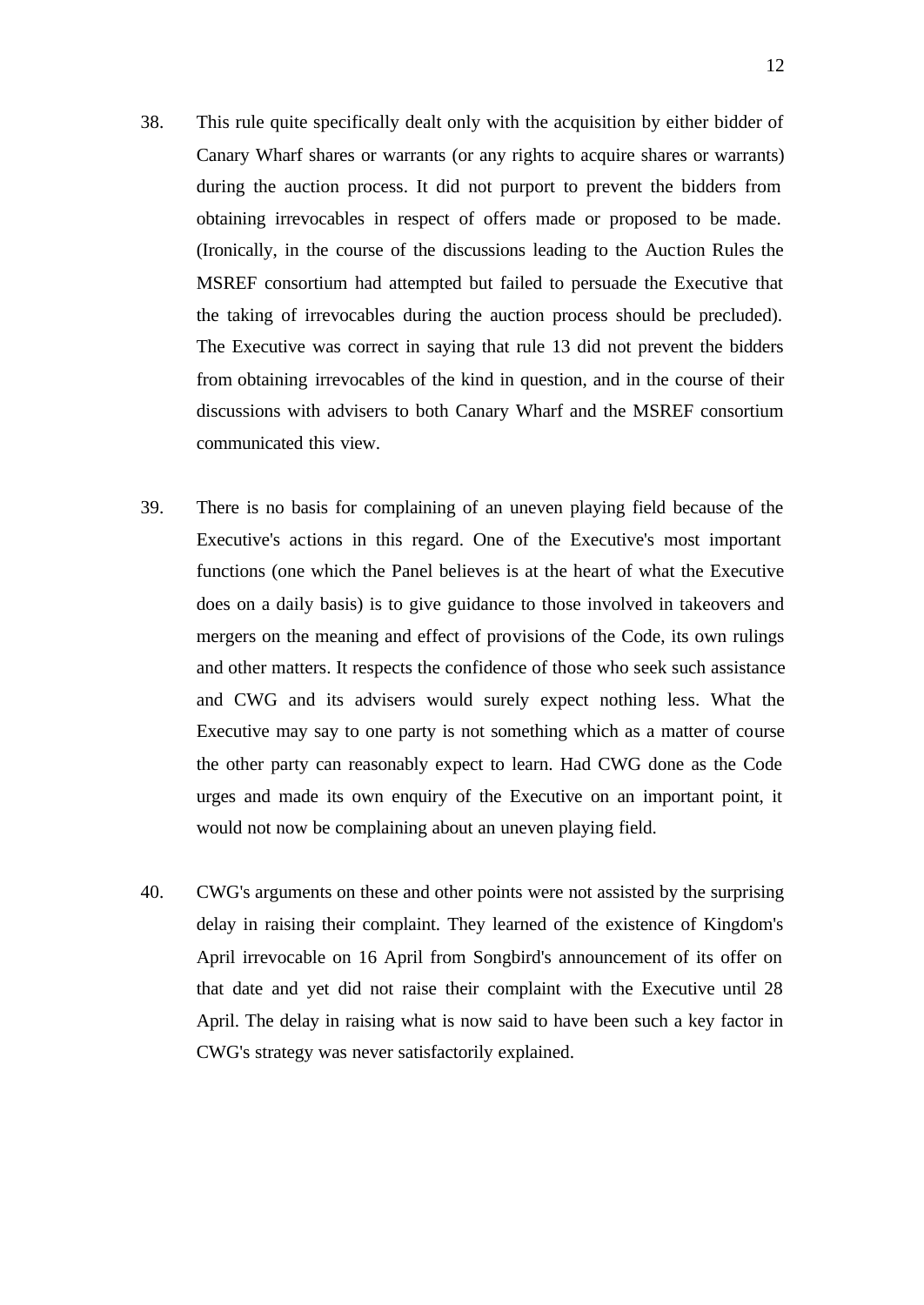38. This rule quite specifically dealt only with the acquisition by either bidder of Canary Wharf shares or warrants (or any rights to acquire shares or warrants) during the auction process. It did not purport to prevent the bidders from obtaining irrevocables in respect of offers made or proposed to be made. (Ironically, in the course of the discussions leading to the Auction Rules the MSREF consortium had attempted but failed to persuade the Executive that the taking of irrevocables during the auction process should be precluded). The Executive was correct in saying that rule 13 did not prevent the bidders from obtaining irrevocables of the kind in question, and in the course of their discussions with advisers to both Canary Wharf and the MSREF consortium communicated this view.

39. There is no basis for complaining of an uneven playing field because of the Executive's actions in this regard. One of the Executive's most important functions (one which the Panel believes is at the heart of what the Executive does on a daily basis) is to give guidance to those involved in takeovers and mergers on the meaning and effect of provisions of the Code, its own rulings and other matters. It respects the confidence of those who seek such assistance and CWG and its advisers would surely expect nothing less. What the Executive may say to one party is not something which as a matter of course the other party can reasonably expect to learn. Had CWG done as the Code urges and made its own enquiry of the Executive on an important point, it would not now be complaining about an uneven playing field.

40. CWG's arguments on these and other points were not assisted by the surprising delay in raising their complaint. They learned of the existence of Kingdom's April irrevocable on 16 April from Songbird's announcement of its offer on that date and yet did not raise their complaint with the Executive until 28 April. The delay in raising what is now said to have been such a key factor in CWG's strategy was never satisfactorily explained.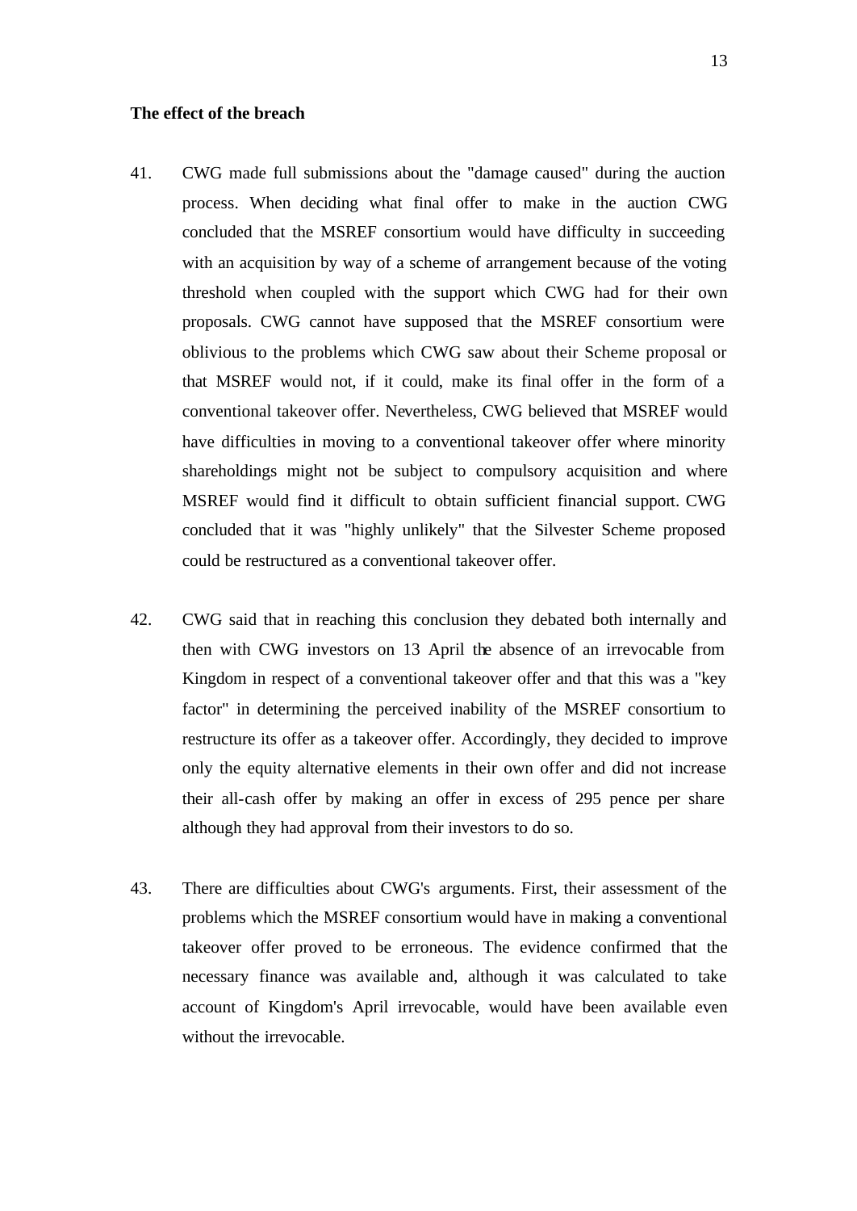**The effect of the breach**

41. CWG made full submissions about the "damage caused" during the auction process. When deciding what final offer to make in the auction CWG concluded that the MSREF consortium would have difficulty in succeeding with an acquisition by way of a scheme of arrangement because of the voting threshold when coupled with the support which CWG had for their own proposals. CWG cannot have supposed that the MSREF consortium were oblivious to the problems which CWG saw about their Scheme proposal or that MSREF would not, if it could, make its final offer in the form of a conventional takeover offer. Nevertheless, CWG believed that MSREF would have difficulties in moving to a conventional takeover offer where minority shareholdings might not be subject to compulsory acquisition and where MSREF would find it difficult to obtain sufficient financial support. CWG concluded that it was "highly unlikely" that the Silvester Scheme proposed could be restructured as a conventional takeover offer.

42. CWG said that in reaching this conclusion they debated both internally and then with CWG investors on 13 April the absence of an irrevocable from Kingdom in respect of a conventional takeover offer and that this was a "key factor" in determining the perceived inability of the MSREF consortium to restructure its offer as a takeover offer. Accordingly, they decided to improve only the equity alternative elements in their own offer and did not increase their all-cash offer by making an offer in excess of 295 pence per share although they had approval from their investors to do so.

43. There are difficulties about CWG's arguments. First, their assessment of the problems which the MSREF consortium would have in making a conventional takeover offer proved to be erroneous. The evidence confirmed that the necessary finance was available and, although it was calculated to take account of Kingdom's April irrevocable, would have been available even without the irrevocable.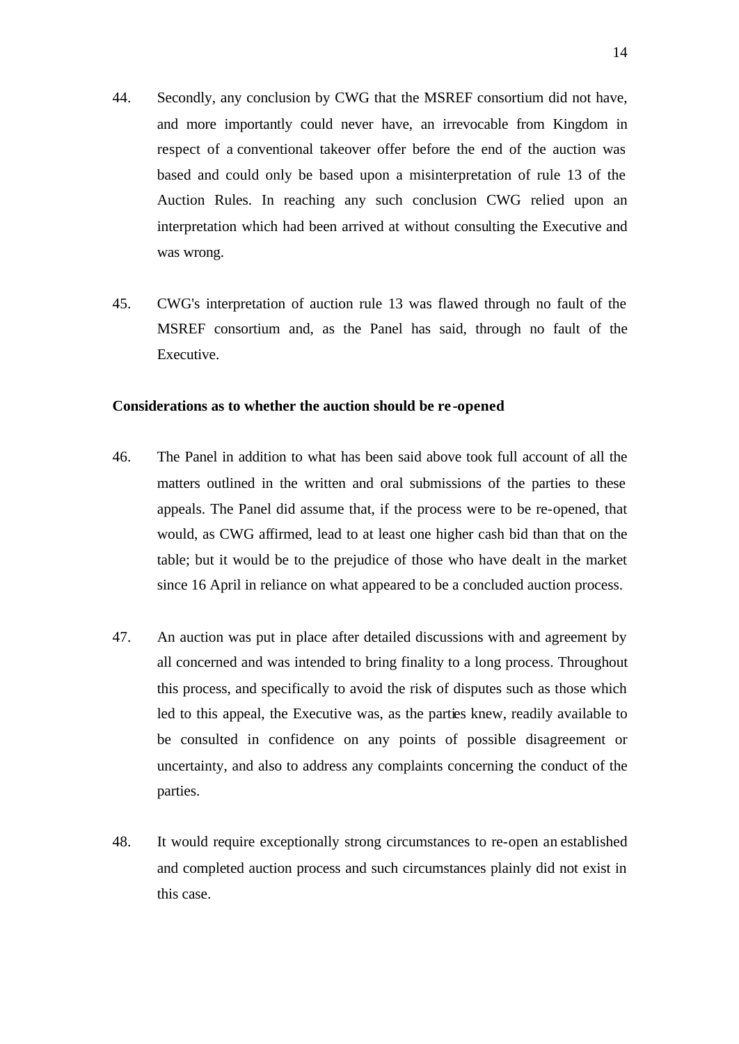44. Secondly, any conclusion by CWG that the MSREF consortium did not have, and more importantly could never have, an irrevocable from Kingdom in respect of a conventional takeover offer before the end of the auction was based and could only be based upon a misinterpretation of rule 13 of the Auction Rules. In reaching any such conclusion CWG relied upon an interpretation which had been arrived at without consulting the Executive and was wrong.

45. CWG's interpretation of auction rule 13 was flawed through no fault of the MSREF consortium and, as the Panel has said, through no fault of the Executive.

**Considerations as to whether the auction should be re-opened**

46. The Panel in addition to what has been said above took full account of all the matters outlined in the written and oral submissions of the parties to these appeals. The Panel did assume that, if the process were to be re-opened, that would, as CWG affirmed, lead to at least one higher cash bid than that on the table; but it would be to the prejudice of those who have dealt in the market since 16 April in reliance on what appeared to be a concluded auction process.

47. An auction was put in place after detailed discussions with and agreement by all concerned and was intended to bring finality to a long process. Throughout this process, and specifically to avoid the risk of disputes such as those which led to this appeal, the Executive was, as the parties knew, readily available to be consulted in confidence on any points of possible disagreement or uncertainty, and also to address any complaints concerning the conduct of the parties.

48. It would require exceptionally strong circumstances to re-open an established and completed auction process and such circumstances plainly did not exist in this case.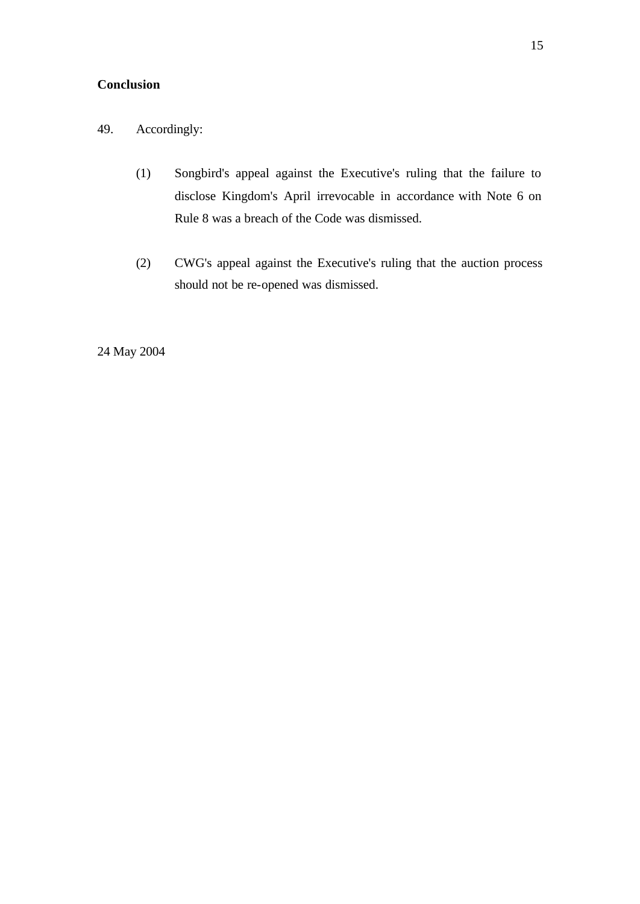## Conclusion

49. Accordingly:

    (1) Songbird's appeal against the Executive's ruling that the failure to disclose Kingdom's April irrevocable in accordance with Note 6 on Rule 8 was a breach of the Code was dismissed.

    (2) CWG's appeal against the Executive's ruling that the auction process should not be re-opened was dismissed.

24 May 2004